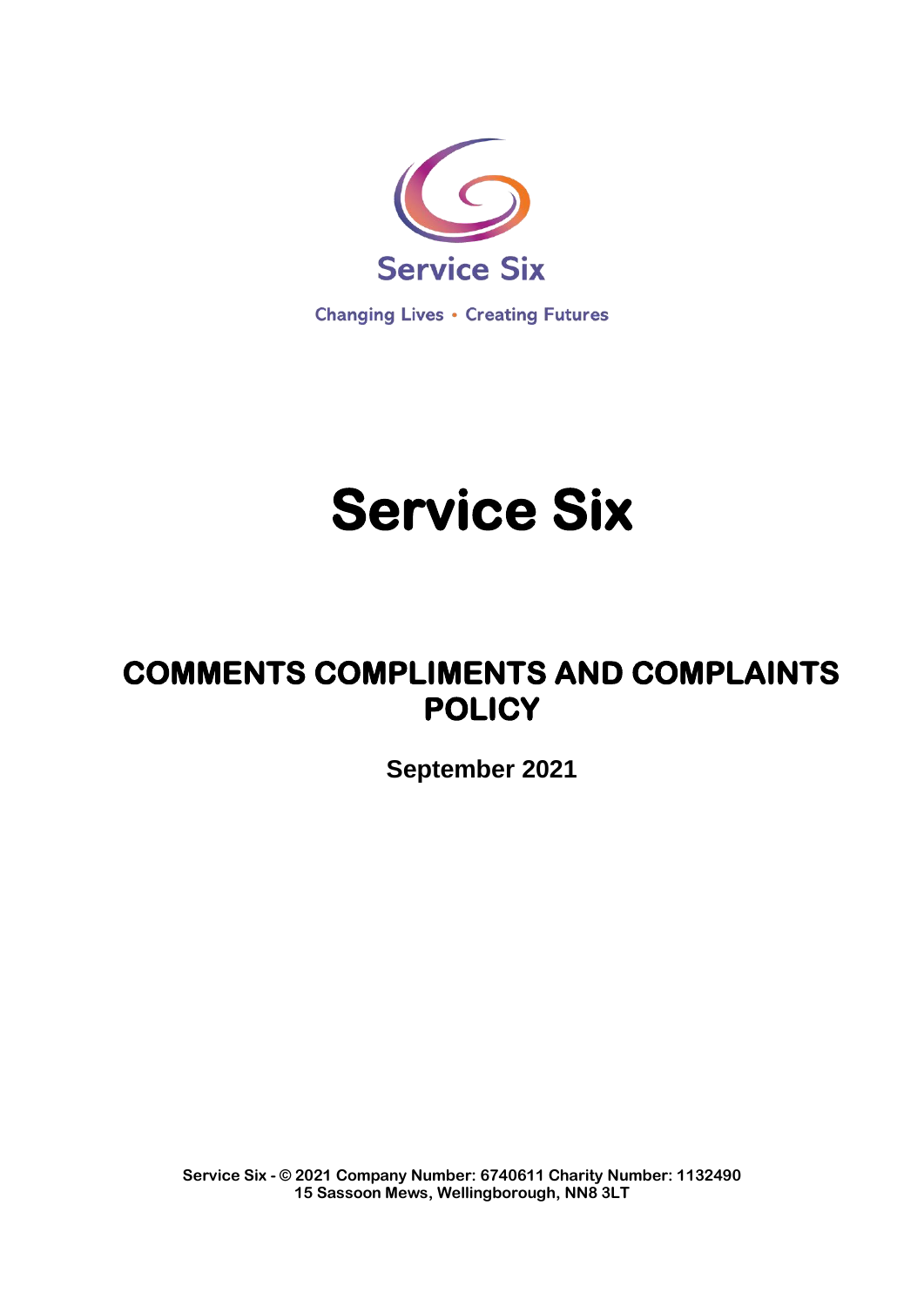Service Six

Changing Lives • Creating Futures

# Service Six

## COMMENTS COMPLIMENTS AND COMPLAINTS POLICY

**September 2021**

**Service Six - © 2021 Company Number: 6740611 Charity Number: 1132490**
**15 Sassoon Mews, Wellingborough, NN8 3LT**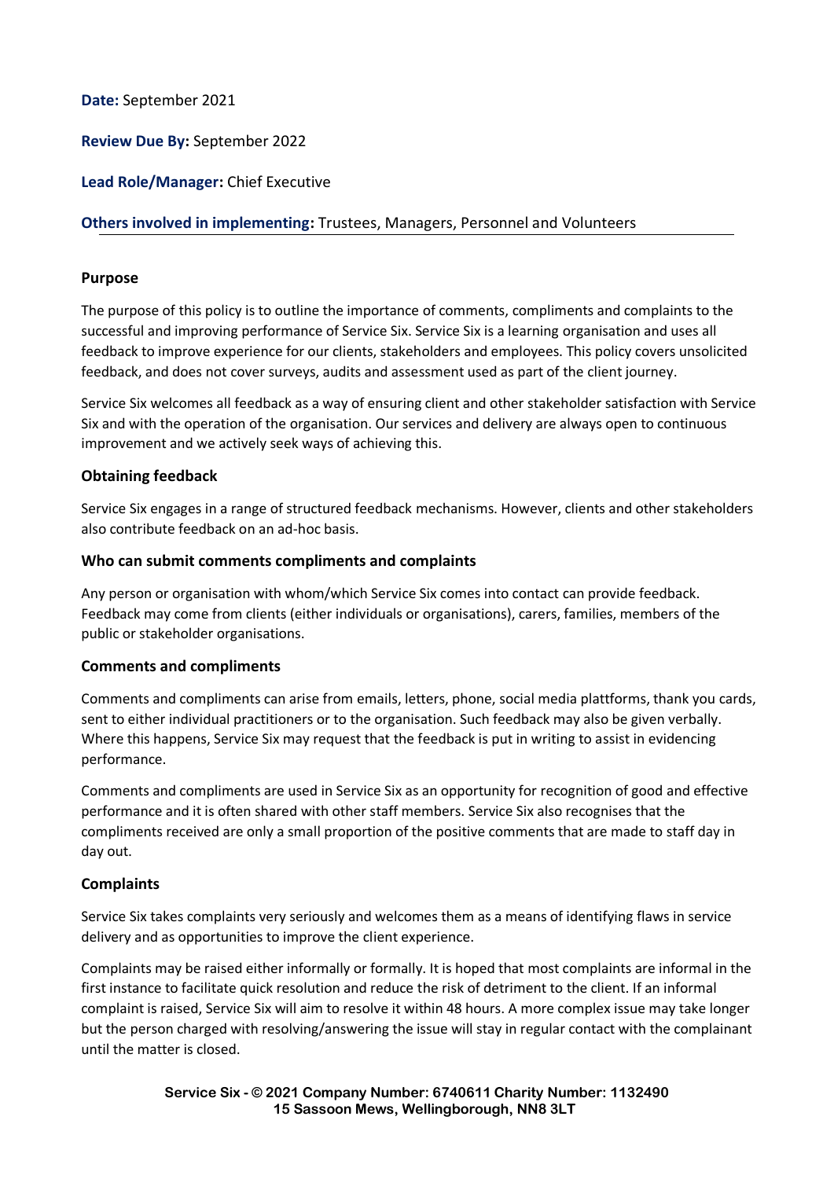**Date:** September 2021

**Review Due By:** September 2022

**Lead Role/Manager:** Chief Executive

**Others involved in implementing:** Trustees, Managers, Personnel and Volunteers

---

### Purpose

The purpose of this policy is to outline the importance of comments, compliments and complaints to the successful and improving performance of Service Six. Service Six is a learning organisation and uses all feedback to improve experience for our clients, stakeholders and employees. This policy covers unsolicited feedback, and does not cover surveys, audits and assessment used as part of the client journey.

Service Six welcomes all feedback as a way of ensuring client and other stakeholder satisfaction with Service Six and with the operation of the organisation. Our services and delivery are always open to continuous improvement and we actively seek ways of achieving this.

### Obtaining feedback

Service Six engages in a range of structured feedback mechanisms. However, clients and other stakeholders also contribute feedback on an ad-hoc basis.

### Who can submit comments compliments and complaints

Any person or organisation with whom/which Service Six comes into contact can provide feedback. Feedback may come from clients (either individuals or organisations), carers, families, members of the public or stakeholder organisations.

### Comments and compliments

Comments and compliments can arise from emails, letters, phone, social media plattforms, thank you cards, sent to either individual practitioners or to the organisation. Such feedback may also be given verbally. Where this happens, Service Six may request that the feedback is put in writing to assist in evidencing performance.

Comments and compliments are used in Service Six as an opportunity for recognition of good and effective performance and it is often shared with other staff members. Service Six also recognises that the compliments received are only a small proportion of the positive comments that are made to staff day in day out.

### Complaints

Service Six takes complaints very seriously and welcomes them as a means of identifying flaws in service delivery and as opportunities to improve the client experience.

Complaints may be raised either informally or formally. It is hoped that most complaints are informal in the first instance to facilitate quick resolution and reduce the risk of detriment to the client. If an informal complaint is raised, Service Six will aim to resolve it within 48 hours. A more complex issue may take longer but the person charged with resolving/answering the issue will stay in regular contact with the complainant until the matter is closed.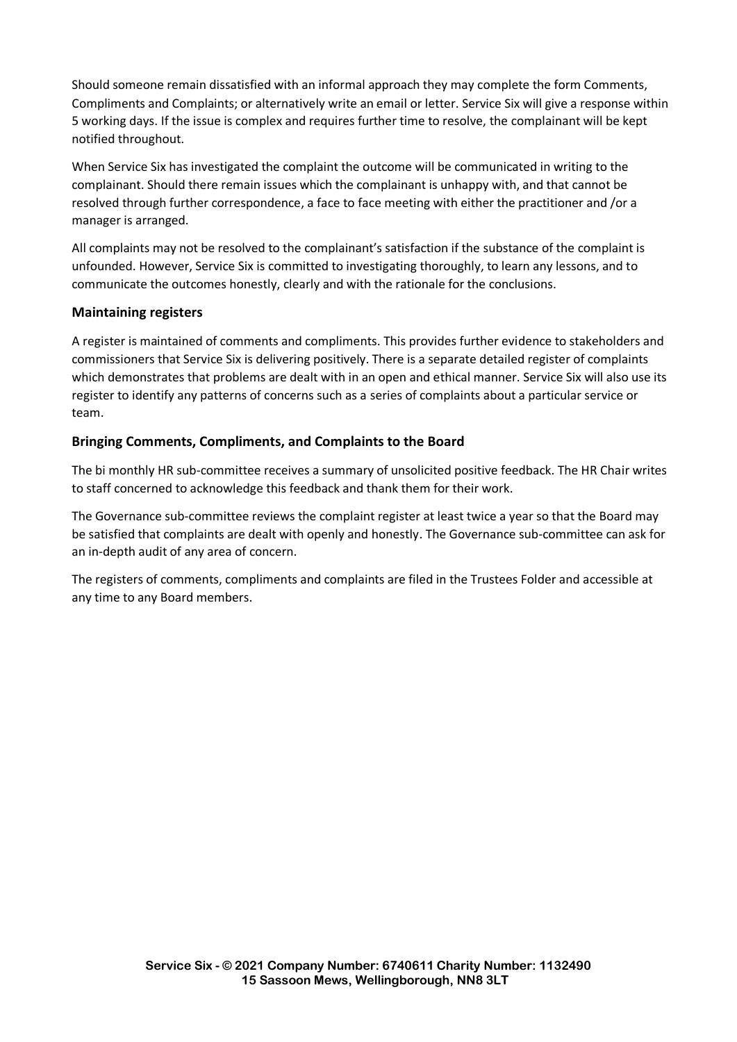Should someone remain dissatisfied with an informal approach they may complete the form Comments, Compliments and Complaints; or alternatively write an email or letter. Service Six will give a response within 5 working days. If the issue is complex and requires further time to resolve, the complainant will be kept notified throughout.

When Service Six has investigated the complaint the outcome will be communicated in writing to the complainant. Should there remain issues which the complainant is unhappy with, and that cannot be resolved through further correspondence, a face to face meeting with either the practitioner and /or a manager is arranged.

All complaints may not be resolved to the complainant's satisfaction if the substance of the complaint is unfounded. However, Service Six is committed to investigating thoroughly, to learn any lessons, and to communicate the outcomes honestly, clearly and with the rationale for the conclusions.

### Maintaining registers

A register is maintained of comments and compliments. This provides further evidence to stakeholders and commissioners that Service Six is delivering positively. There is a separate detailed register of complaints which demonstrates that problems are dealt with in an open and ethical manner. Service Six will also use its register to identify any patterns of concerns such as a series of complaints about a particular service or team.

### Bringing Comments, Compliments, and Complaints to the Board

The bi monthly HR sub-committee receives a summary of unsolicited positive feedback. The HR Chair writes to staff concerned to acknowledge this feedback and thank them for their work.

The Governance sub-committee reviews the complaint register at least twice a year so that the Board may be satisfied that complaints are dealt with openly and honestly. The Governance sub-committee can ask for an in-depth audit of any area of concern.

The registers of comments, compliments and complaints are filed in the Trustees Folder and accessible at any time to any Board members.